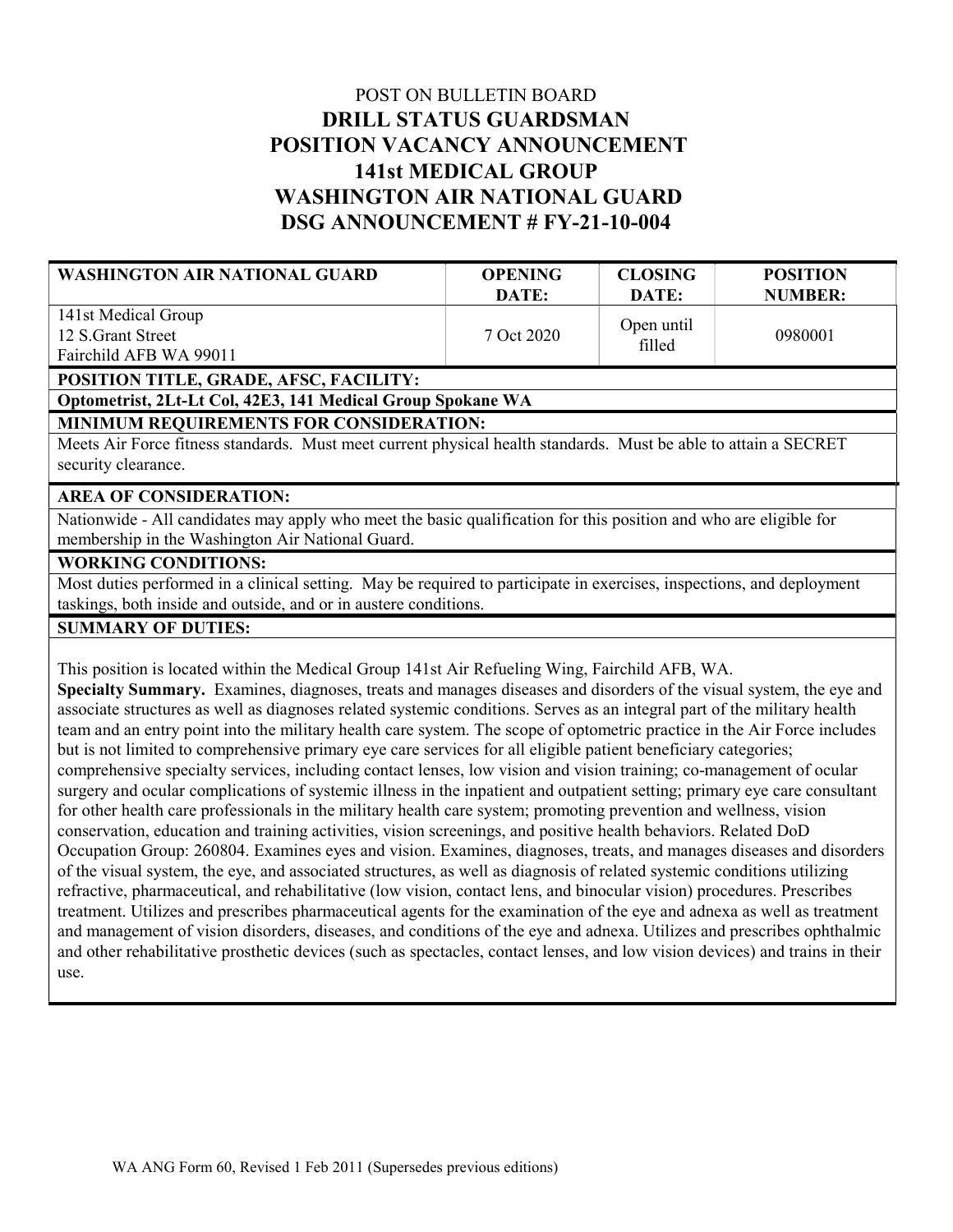POST ON BULLETIN BOARD

# DRILL STATUS GUARDSMAN
# POSITION VACANCY ANNOUNCEMENT
# 141st MEDICAL GROUP
# WASHINGTON AIR NATIONAL GUARD
# DSG ANNOUNCEMENT # FY-21-10-004

| WASHINGTON AIR NATIONAL GUARD | OPENING DATE: | CLOSING DATE: | POSITION NUMBER: |
|---|---|---|---|
| 141st Medical Group<br>12 S.Grant Street<br>Fairchild AFB WA 99011 | 7 Oct 2020 | Open until filled | 0980001 |

**POSITION TITLE, GRADE, AFSC, FACILITY:**

**Optometrist, 2Lt-Lt Col, 42E3, 141 Medical Group Spokane WA**

**MINIMUM REQUIREMENTS FOR CONSIDERATION:**

Meets Air Force fitness standards. Must meet current physical health standards. Must be able to attain a SECRET security clearance.

**AREA OF CONSIDERATION:**

Nationwide - All candidates may apply who meet the basic qualification for this position and who are eligible for membership in the Washington Air National Guard.

**WORKING CONDITIONS:**

Most duties performed in a clinical setting. May be required to participate in exercises, inspections, and deployment taskings, both inside and outside, and or in austere conditions.

**SUMMARY OF DUTIES:**

This position is located within the Medical Group 141st Air Refueling Wing, Fairchild AFB, WA.

**Specialty Summary.** Examines, diagnoses, treats and manages diseases and disorders of the visual system, the eye and associate structures as well as diagnoses related systemic conditions. Serves as an integral part of the military health team and an entry point into the military health care system. The scope of optometric practice in the Air Force includes but is not limited to comprehensive primary eye care services for all eligible patient beneficiary categories; comprehensive specialty services, including contact lenses, low vision and vision training; co-management of ocular surgery and ocular complications of systemic illness in the inpatient and outpatient setting; primary eye care consultant for other health care professionals in the military health care system; promoting prevention and wellness, vision conservation, education and training activities, vision screenings, and positive health behaviors. Related DoD Occupation Group: 260804. Examines eyes and vision. Examines, diagnoses, treats, and manages diseases and disorders of the visual system, the eye, and associated structures, as well as diagnosis of related systemic conditions utilizing refractive, pharmaceutical, and rehabilitative (low vision, contact lens, and binocular vision) procedures. Prescribes treatment. Utilizes and prescribes pharmaceutical agents for the examination of the eye and adnexa as well as treatment and management of vision disorders, diseases, and conditions of the eye and adnexa. Utilizes and prescribes ophthalmic and other rehabilitative prosthetic devices (such as spectacles, contact lenses, and low vision devices) and trains in their use.

WA ANG Form 60, Revised 1 Feb 2011 (Supersedes previous editions)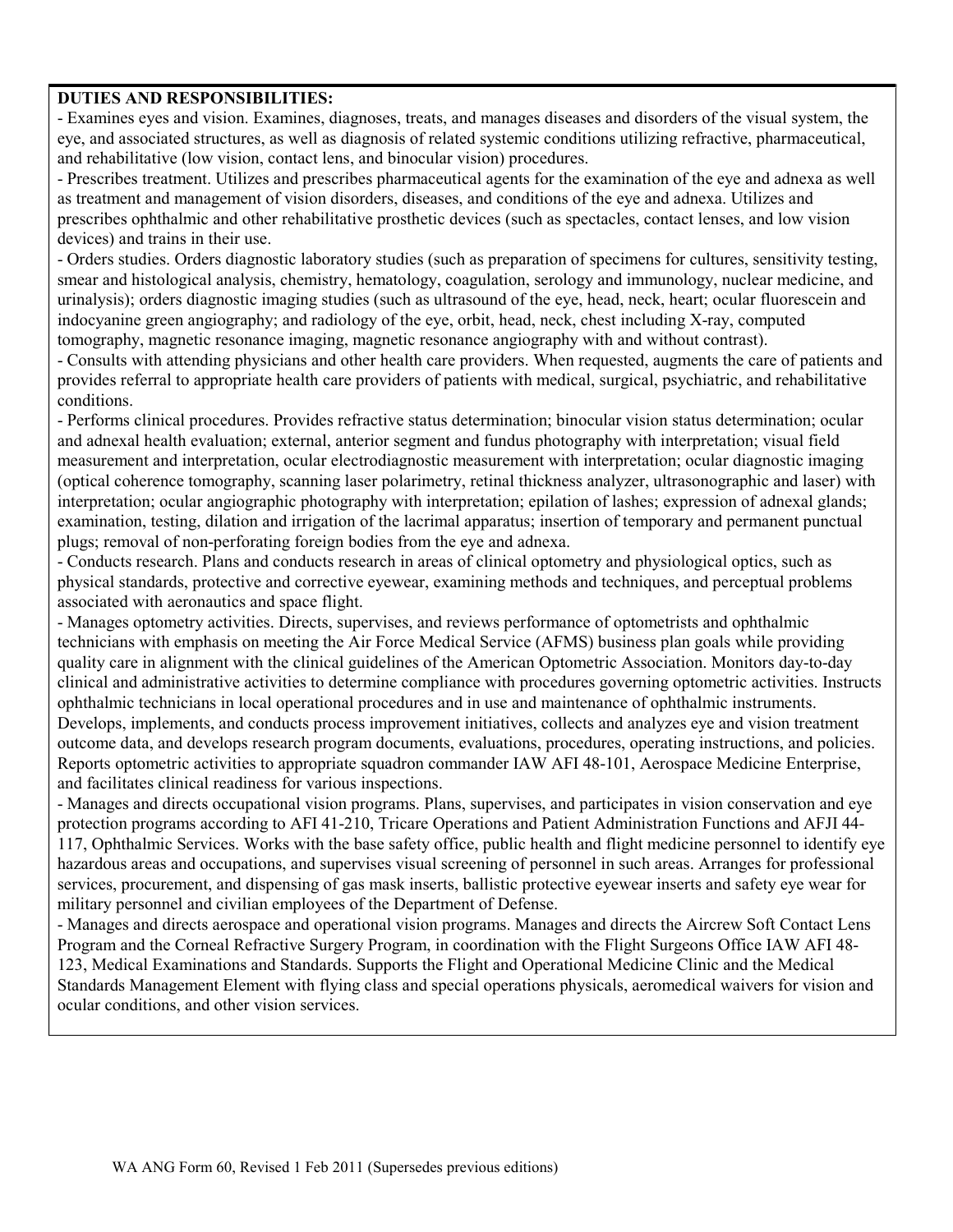**DUTIES AND RESPONSIBILITIES:**

- Examines eyes and vision. Examines, diagnoses, treats, and manages diseases and disorders of the visual system, the eye, and associated structures, as well as diagnosis of related systemic conditions utilizing refractive, pharmaceutical, and rehabilitative (low vision, contact lens, and binocular vision) procedures.
- Prescribes treatment. Utilizes and prescribes pharmaceutical agents for the examination of the eye and adnexa as well as treatment and management of vision disorders, diseases, and conditions of the eye and adnexa. Utilizes and prescribes ophthalmic and other rehabilitative prosthetic devices (such as spectacles, contact lenses, and low vision devices) and trains in their use.
- Orders studies. Orders diagnostic laboratory studies (such as preparation of specimens for cultures, sensitivity testing, smear and histological analysis, chemistry, hematology, coagulation, serology and immunology, nuclear medicine, and urinalysis); orders diagnostic imaging studies (such as ultrasound of the eye, head, neck, heart; ocular fluorescein and indocyanine green angiography; and radiology of the eye, orbit, head, neck, chest including X-ray, computed tomography, magnetic resonance imaging, magnetic resonance angiography with and without contrast).
- Consults with attending physicians and other health care providers. When requested, augments the care of patients and provides referral to appropriate health care providers of patients with medical, surgical, psychiatric, and rehabilitative conditions.
- Performs clinical procedures. Provides refractive status determination; binocular vision status determination; ocular and adnexal health evaluation; external, anterior segment and fundus photography with interpretation; visual field measurement and interpretation, ocular electrodiagnostic measurement with interpretation; ocular diagnostic imaging (optical coherence tomography, scanning laser polarimetry, retinal thickness analyzer, ultrasonographic and laser) with interpretation; ocular angiographic photography with interpretation; epilation of lashes; expression of adnexal glands; examination, testing, dilation and irrigation of the lacrimal apparatus; insertion of temporary and permanent punctual plugs; removal of non-perforating foreign bodies from the eye and adnexa.
- Conducts research. Plans and conducts research in areas of clinical optometry and physiological optics, such as physical standards, protective and corrective eyewear, examining methods and techniques, and perceptual problems associated with aeronautics and space flight.
- Manages optometry activities. Directs, supervises, and reviews performance of optometrists and ophthalmic technicians with emphasis on meeting the Air Force Medical Service (AFMS) business plan goals while providing quality care in alignment with the clinical guidelines of the American Optometric Association. Monitors day-to-day clinical and administrative activities to determine compliance with procedures governing optometric activities. Instructs ophthalmic technicians in local operational procedures and in use and maintenance of ophthalmic instruments. Develops, implements, and conducts process improvement initiatives, collects and analyzes eye and vision treatment outcome data, and develops research program documents, evaluations, procedures, operating instructions, and policies. Reports optometric activities to appropriate squadron commander IAW AFI 48-101, Aerospace Medicine Enterprise, and facilitates clinical readiness for various inspections.
- Manages and directs occupational vision programs. Plans, supervises, and participates in vision conservation and eye protection programs according to AFI 41-210, Tricare Operations and Patient Administration Functions and AFJI 44-117, Ophthalmic Services. Works with the base safety office, public health and flight medicine personnel to identify eye hazardous areas and occupations, and supervises visual screening of personnel in such areas. Arranges for professional services, procurement, and dispensing of gas mask inserts, ballistic protective eyewear inserts and safety eye wear for military personnel and civilian employees of the Department of Defense.
- Manages and directs aerospace and operational vision programs. Manages and directs the Aircrew Soft Contact Lens Program and the Corneal Refractive Surgery Program, in coordination with the Flight Surgeons Office IAW AFI 48-123, Medical Examinations and Standards. Supports the Flight and Operational Medicine Clinic and the Medical Standards Management Element with flying class and special operations physicals, aeromedical waivers for vision and ocular conditions, and other vision services.

WA ANG Form 60, Revised 1 Feb 2011 (Supersedes previous editions)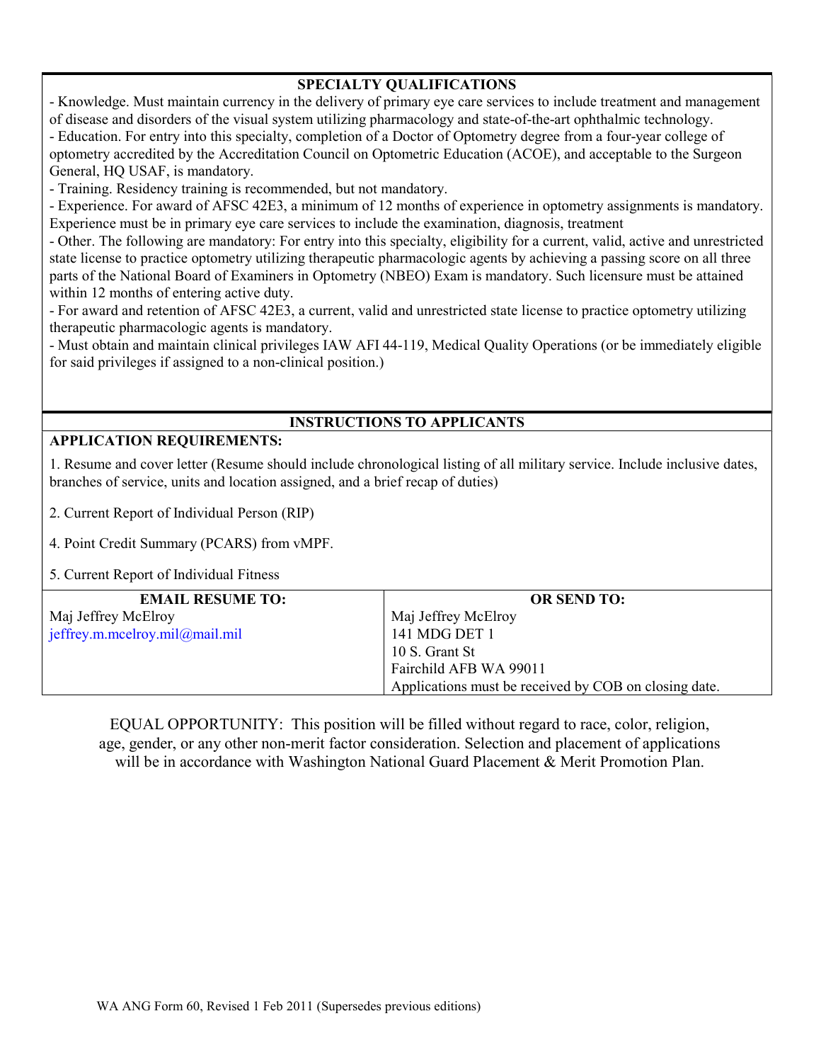## SPECIALTY QUALIFICATIONS

- Knowledge. Must maintain currency in the delivery of primary eye care services to include treatment and management of disease and disorders of the visual system utilizing pharmacology and state-of-the-art ophthalmic technology.
- Education. For entry into this specialty, completion of a Doctor of Optometry degree from a four-year college of optometry accredited by the Accreditation Council on Optometric Education (ACOE), and acceptable to the Surgeon General, HQ USAF, is mandatory.
- Training. Residency training is recommended, but not mandatory.
- Experience. For award of AFSC 42E3, a minimum of 12 months of experience in optometry assignments is mandatory. Experience must be in primary eye care services to include the examination, diagnosis, treatment
- Other. The following are mandatory: For entry into this specialty, eligibility for a current, valid, active and unrestricted state license to practice optometry utilizing therapeutic pharmacologic agents by achieving a passing score on all three parts of the National Board of Examiners in Optometry (NBEO) Exam is mandatory. Such licensure must be attained within 12 months of entering active duty.
- For award and retention of AFSC 42E3, a current, valid and unrestricted state license to practice optometry utilizing therapeutic pharmacologic agents is mandatory.
- Must obtain and maintain clinical privileges IAW AFI 44-119, Medical Quality Operations (or be immediately eligible for said privileges if assigned to a non-clinical position.)

## INSTRUCTIONS TO APPLICANTS

**APPLICATION REQUIREMENTS:**

1. Resume and cover letter (Resume should include chronological listing of all military service. Include inclusive dates, branches of service, units and location assigned, and a brief recap of duties)

2. Current Report of Individual Person (RIP)

4. Point Credit Summary (PCARS) from vMPF.

5. Current Report of Individual Fitness

| EMAIL RESUME TO: | OR SEND TO: |
|---|---|
| Maj Jeffrey McElroy<br>jeffrey.m.mcelroy.mil@mail.mil | Maj Jeffrey McElroy<br>141 MDG DET 1<br>10 S. Grant St<br>Fairchild AFB WA 99011<br>Applications must be received by COB on closing date. |

EQUAL OPPORTUNITY: This position will be filled without regard to race, color, religion, age, gender, or any other non-merit factor consideration. Selection and placement of applications will be in accordance with Washington National Guard Placement & Merit Promotion Plan.

WA ANG Form 60, Revised 1 Feb 2011 (Supersedes previous editions)